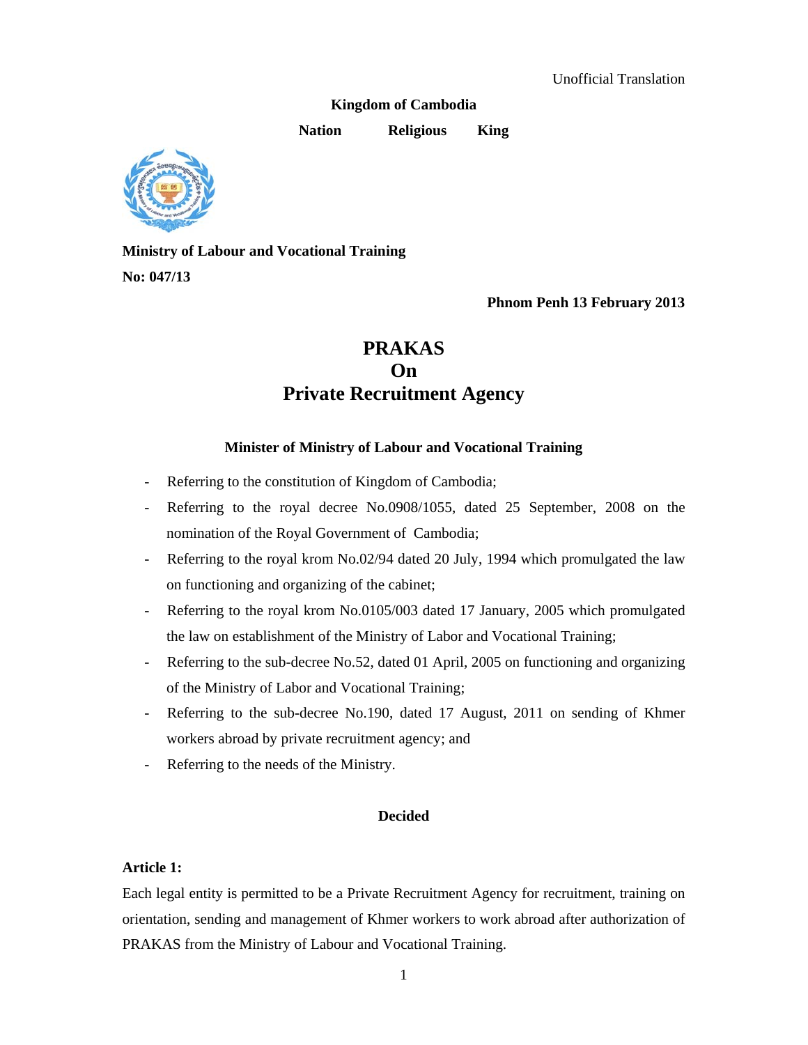Unofficial Translation

**Kingdom of Cambodia**

**Nation Religious King**

**Ministry of Labour and Vocational Training**

**No: 047/13**

**Phnom Penh 13 February 2013**

# PRAKAS
# On
# Private Recruitment Agency

**Minister of Ministry of Labour and Vocational Training**

- Referring to the constitution of Kingdom of Cambodia;
- Referring to the royal decree No.0908/1055, dated 25 September, 2008 on the nomination of the Royal Government of Cambodia;
- Referring to the royal krom No.02/94 dated 20 July, 1994 which promulgated the law on functioning and organizing of the cabinet;
- Referring to the royal krom No.0105/003 dated 17 January, 2005 which promulgated the law on establishment of the Ministry of Labor and Vocational Training;
- Referring to the sub-decree No.52, dated 01 April, 2005 on functioning and organizing of the Ministry of Labor and Vocational Training;
- Referring to the sub-decree No.190, dated 17 August, 2011 on sending of Khmer workers abroad by private recruitment agency; and
- Referring to the needs of the Ministry.

**Decided**

**Article 1:**

Each legal entity is permitted to be a Private Recruitment Agency for recruitment, training on orientation, sending and management of Khmer workers to work abroad after authorization of PRAKAS from the Ministry of Labour and Vocational Training.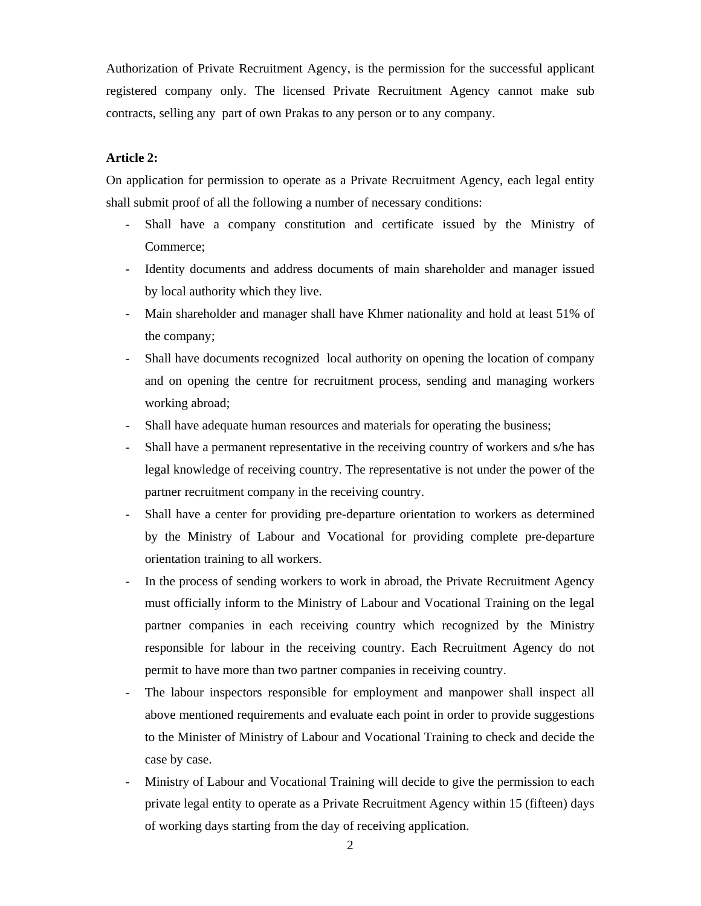Authorization of Private Recruitment Agency, is the permission for the successful applicant registered company only. The licensed Private Recruitment Agency cannot make sub contracts, selling any part of own Prakas to any person or to any company.

**Article 2:**

On application for permission to operate as a Private Recruitment Agency, each legal entity shall submit proof of all the following a number of necessary conditions:

- Shall have a company constitution and certificate issued by the Ministry of Commerce;
- Identity documents and address documents of main shareholder and manager issued by local authority which they live.
- Main shareholder and manager shall have Khmer nationality and hold at least 51% of the company;
- Shall have documents recognized local authority on opening the location of company and on opening the centre for recruitment process, sending and managing workers working abroad;
- Shall have adequate human resources and materials for operating the business;
- Shall have a permanent representative in the receiving country of workers and s/he has legal knowledge of receiving country. The representative is not under the power of the partner recruitment company in the receiving country.
- Shall have a center for providing pre-departure orientation to workers as determined by the Ministry of Labour and Vocational for providing complete pre-departure orientation training to all workers.
- In the process of sending workers to work in abroad, the Private Recruitment Agency must officially inform to the Ministry of Labour and Vocational Training on the legal partner companies in each receiving country which recognized by the Ministry responsible for labour in the receiving country. Each Recruitment Agency do not permit to have more than two partner companies in receiving country.
- The labour inspectors responsible for employment and manpower shall inspect all above mentioned requirements and evaluate each point in order to provide suggestions to the Minister of Ministry of Labour and Vocational Training to check and decide the case by case.
- Ministry of Labour and Vocational Training will decide to give the permission to each private legal entity to operate as a Private Recruitment Agency within 15 (fifteen) days of working days starting from the day of receiving application.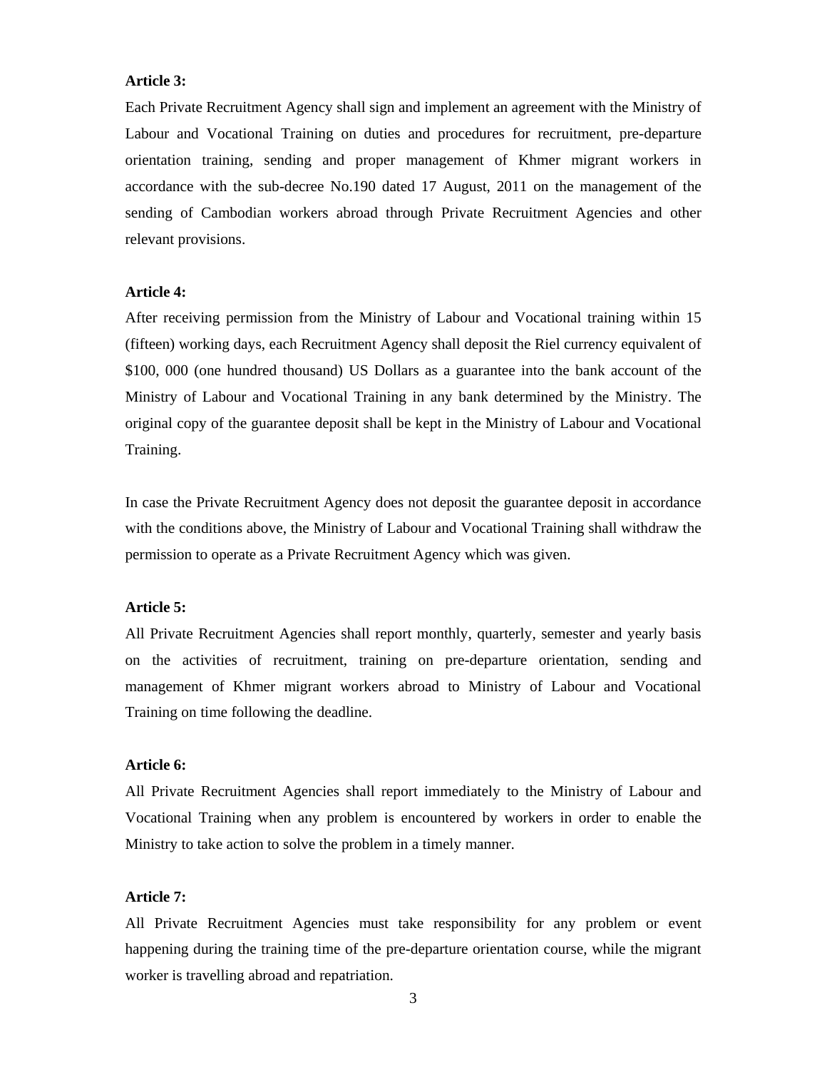**Article 3:**

Each Private Recruitment Agency shall sign and implement an agreement with the Ministry of Labour and Vocational Training on duties and procedures for recruitment, pre-departure orientation training, sending and proper management of Khmer migrant workers in accordance with the sub-decree No.190 dated 17 August, 2011 on the management of the sending of Cambodian workers abroad through Private Recruitment Agencies and other relevant provisions.

**Article 4:**

After receiving permission from the Ministry of Labour and Vocational training within 15 (fifteen) working days, each Recruitment Agency shall deposit the Riel currency equivalent of $100, 000 (one hundred thousand) US Dollars as a guarantee into the bank account of the Ministry of Labour and Vocational Training in any bank determined by the Ministry. The original copy of the guarantee deposit shall be kept in the Ministry of Labour and Vocational Training.

In case the Private Recruitment Agency does not deposit the guarantee deposit in accordance with the conditions above, the Ministry of Labour and Vocational Training shall withdraw the permission to operate as a Private Recruitment Agency which was given.

**Article 5:**

All Private Recruitment Agencies shall report monthly, quarterly, semester and yearly basis on the activities of recruitment, training on pre-departure orientation, sending and management of Khmer migrant workers abroad to Ministry of Labour and Vocational Training on time following the deadline.

**Article 6:**

All Private Recruitment Agencies shall report immediately to the Ministry of Labour and Vocational Training when any problem is encountered by workers in order to enable the Ministry to take action to solve the problem in a timely manner.

**Article 7:**

All Private Recruitment Agencies must take responsibility for any problem or event happening during the training time of the pre-departure orientation course, while the migrant worker is travelling abroad and repatriation.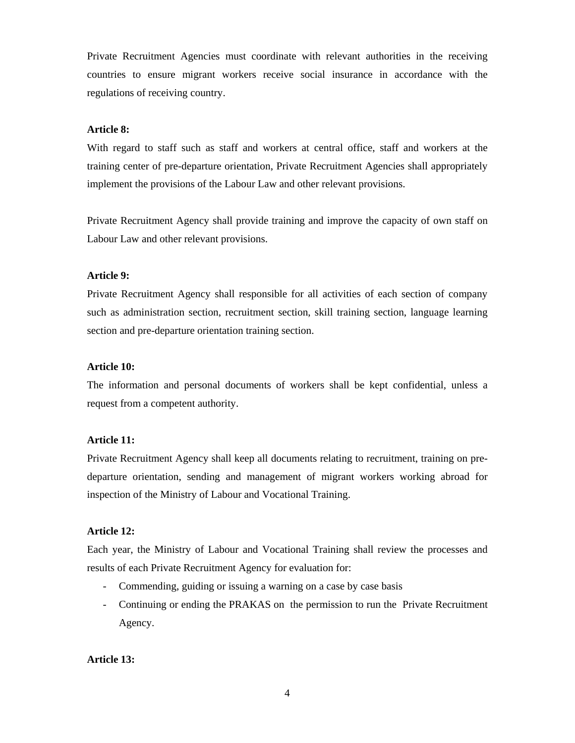Private Recruitment Agencies must coordinate with relevant authorities in the receiving countries to ensure migrant workers receive social insurance in accordance with the regulations of receiving country.

**Article 8:**

With regard to staff such as staff and workers at central office, staff and workers at the training center of pre-departure orientation, Private Recruitment Agencies shall appropriately implement the provisions of the Labour Law and other relevant provisions.

Private Recruitment Agency shall provide training and improve the capacity of own staff on Labour Law and other relevant provisions.

**Article 9:**

Private Recruitment Agency shall responsible for all activities of each section of company such as administration section, recruitment section, skill training section, language learning section and pre-departure orientation training section.

**Article 10:**

The information and personal documents of workers shall be kept confidential, unless a request from a competent authority.

**Article 11:**

Private Recruitment Agency shall keep all documents relating to recruitment, training on pre-departure orientation, sending and management of migrant workers working abroad for inspection of the Ministry of Labour and Vocational Training.

**Article 12:**

Each year, the Ministry of Labour and Vocational Training shall review the processes and results of each Private Recruitment Agency for evaluation for:

- Commending, guiding or issuing a warning on a case by case basis
- Continuing or ending the PRAKAS on the permission to run the Private Recruitment Agency.

**Article 13:**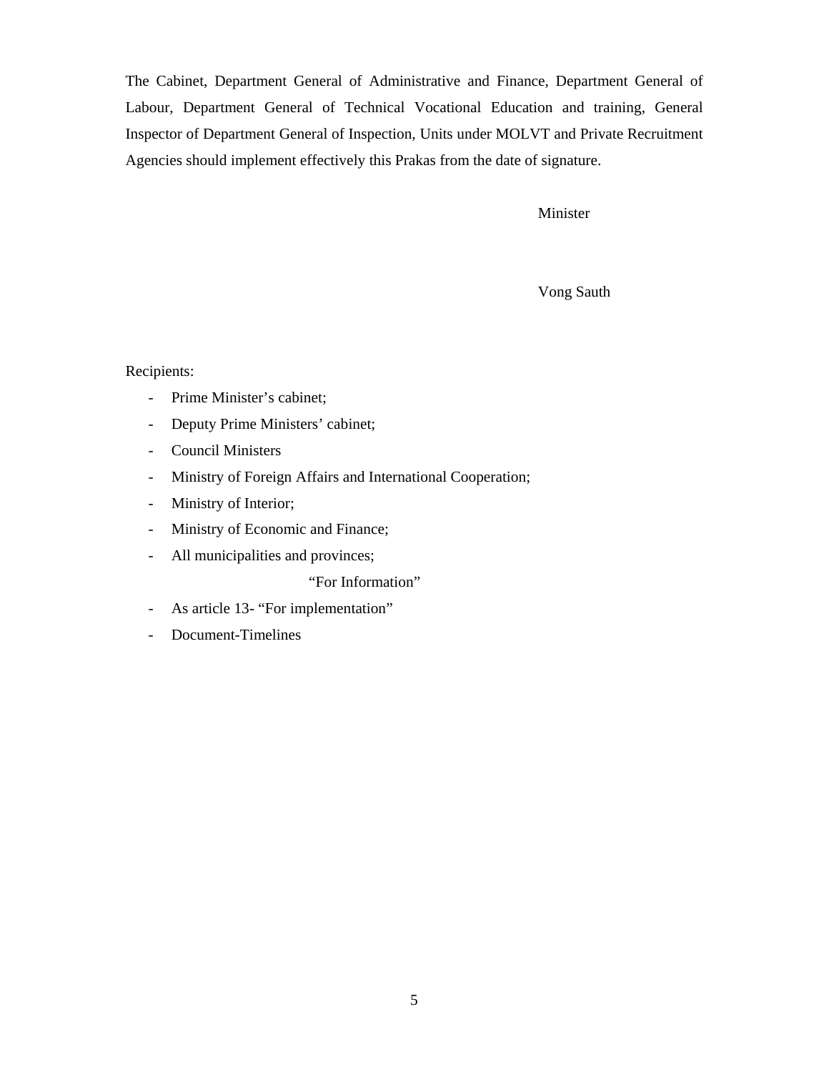The Cabinet, Department General of Administrative and Finance, Department General of Labour, Department General of Technical Vocational Education and training, General Inspector of Department General of Inspection, Units under MOLVT and Private Recruitment Agencies should implement effectively this Prakas from the date of signature.

Minister

Vong Sauth

Recipients:

- Prime Minister's cabinet;
- Deputy Prime Ministers' cabinet;
- Council Ministers
- Ministry of Foreign Affairs and International Cooperation;
- Ministry of Interior;
- Ministry of Economic and Finance;
- All municipalities and provinces;

"For Information"

- As article 13- "For implementation"
- Document-Timelines